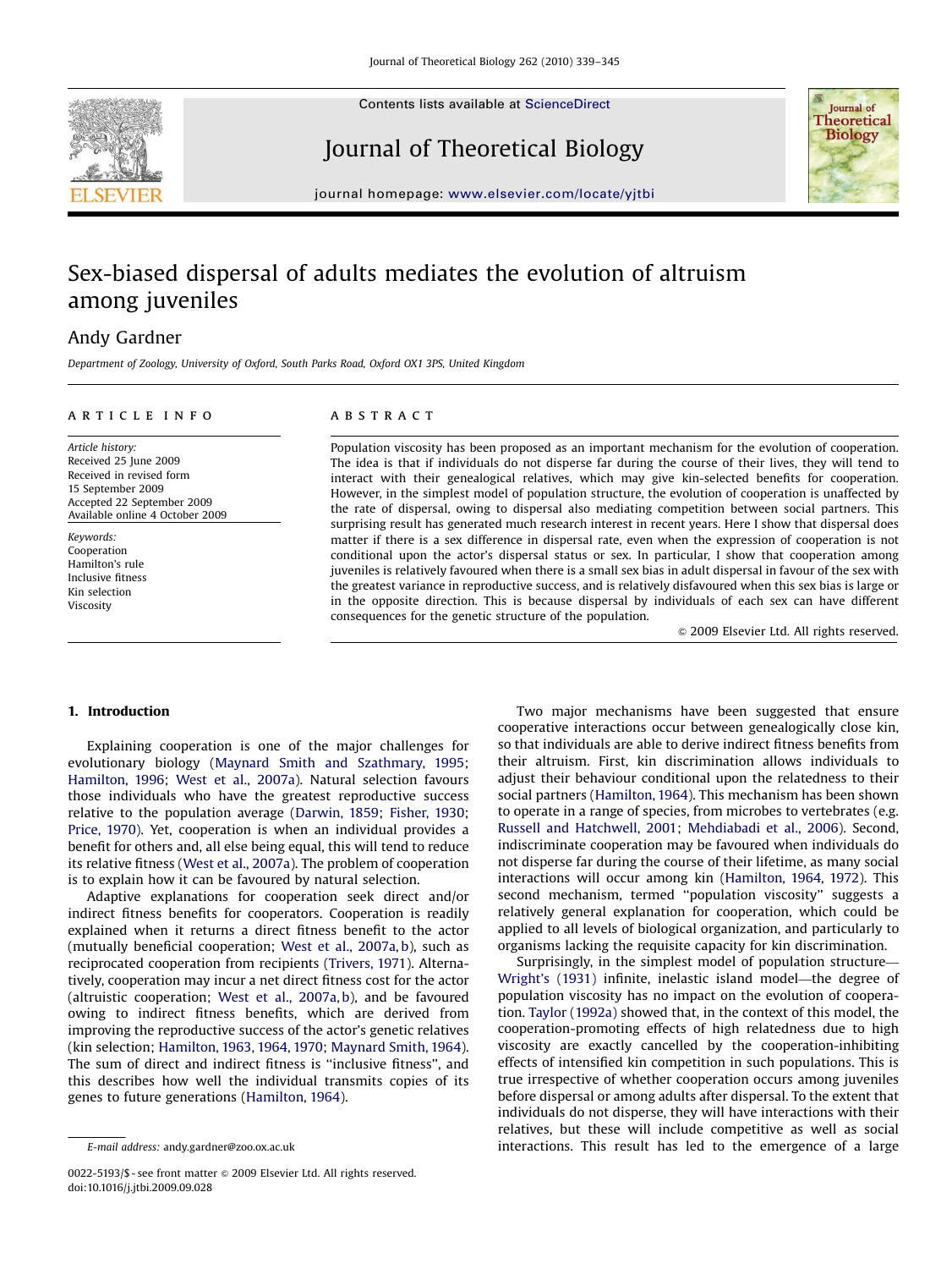# Sex-biased dispersal of adults mediates the evolution of altruism among juveniles

Andy Gardner

*Department of Zoology, University of Oxford, South Parks Road, Oxford OX1 3PS, United Kingdom*

## ARTICLE INFO

*Article history:*
Received 25 June 2009
Received in revised form
15 September 2009
Accepted 22 September 2009
Available online 4 October 2009

*Keywords:*
Cooperation
Hamilton's rule
Inclusive fitness
Kin selection
Viscosity

## ABSTRACT

Population viscosity has been proposed as an important mechanism for the evolution of cooperation. The idea is that if individuals do not disperse far during the course of their lives, they will tend to interact with their genealogical relatives, which may give kin-selected benefits for cooperation. However, in the simplest model of population structure, the evolution of cooperation is unaffected by the rate of dispersal, owing to dispersal also mediating competition between social partners. This surprising result has generated much research interest in recent years. Here I show that dispersal does matter if there is a sex difference in dispersal rate, even when the expression of cooperation is not conditional upon the actor's dispersal status or sex. In particular, I show that cooperation among juveniles is relatively favoured when there is a small sex bias in adult dispersal in favour of the sex with the greatest variance in reproductive success, and is relatively disfavoured when this sex bias is large or in the opposite direction. This is because dispersal by individuals of each sex can have different consequences for the genetic structure of the population.

© 2009 Elsevier Ltd. All rights reserved.

## 1. Introduction

Explaining cooperation is one of the major challenges for evolutionary biology (Maynard Smith and Szathmary, 1995; Hamilton, 1996; West et al., 2007a). Natural selection favours those individuals who have the greatest reproductive success relative to the population average (Darwin, 1859; Fisher, 1930; Price, 1970). Yet, cooperation is when an individual provides a benefit for others and, all else being equal, this will tend to reduce its relative fitness (West et al., 2007a). The problem of cooperation is to explain how it can be favoured by natural selection.

Adaptive explanations for cooperation seek direct and/or indirect fitness benefits for cooperators. Cooperation is readily explained when it returns a direct fitness benefit to the actor (mutually beneficial cooperation; West et al., 2007a, b), such as reciprocated cooperation from recipients (Trivers, 1971). Alternatively, cooperation may incur a net direct fitness cost for the actor (altruistic cooperation; West et al., 2007a, b), and be favoured owing to indirect fitness benefits, which are derived from improving the reproductive success of the actor's genetic relatives (kin selection; Hamilton, 1963, 1964, 1970; Maynard Smith, 1964). The sum of direct and indirect fitness is "inclusive fitness", and this describes how well the individual transmits copies of its genes to future generations (Hamilton, 1964).

Two major mechanisms have been suggested that ensure cooperative interactions occur between genealogically close kin, so that individuals are able to derive indirect fitness benefits from their altruism. First, kin discrimination allows individuals to adjust their behaviour conditional upon the relatedness to their social partners (Hamilton, 1964). This mechanism has been shown to operate in a range of species, from microbes to vertebrates (e.g. Russell and Hatchwell, 2001; Mehdiabadi et al., 2006). Second, indiscriminate cooperation may be favoured when individuals do not disperse far during the course of their lifetime, as many social interactions will occur among kin (Hamilton, 1964, 1972). This second mechanism, termed "population viscosity" suggests a relatively general explanation for cooperation, which could be applied to all levels of biological organization, and particularly to organisms lacking the requisite capacity for kin discrimination.

Surprisingly, in the simplest model of population structure—Wright's (1931) infinite, inelastic island model—the degree of population viscosity has no impact on the evolution of cooperation. Taylor (1992a) showed that, in the context of this model, the cooperation-promoting effects of high relatedness due to high viscosity are exactly cancelled by the cooperation-inhibiting effects of intensified kin competition in such populations. This is true irrespective of whether cooperation occurs among juveniles before dispersal or among adults after dispersal. To the extent that individuals do not disperse, they will have interactions with their relatives, but these will include competitive as well as social interactions. This result has led to the emergence of a large

E-mail address: andy.gardner@zoo.ox.ac.uk

0022-5193/$ - see front matter © 2009 Elsevier Ltd. All rights reserved.
doi:10.1016/j.jtbi.2009.09.028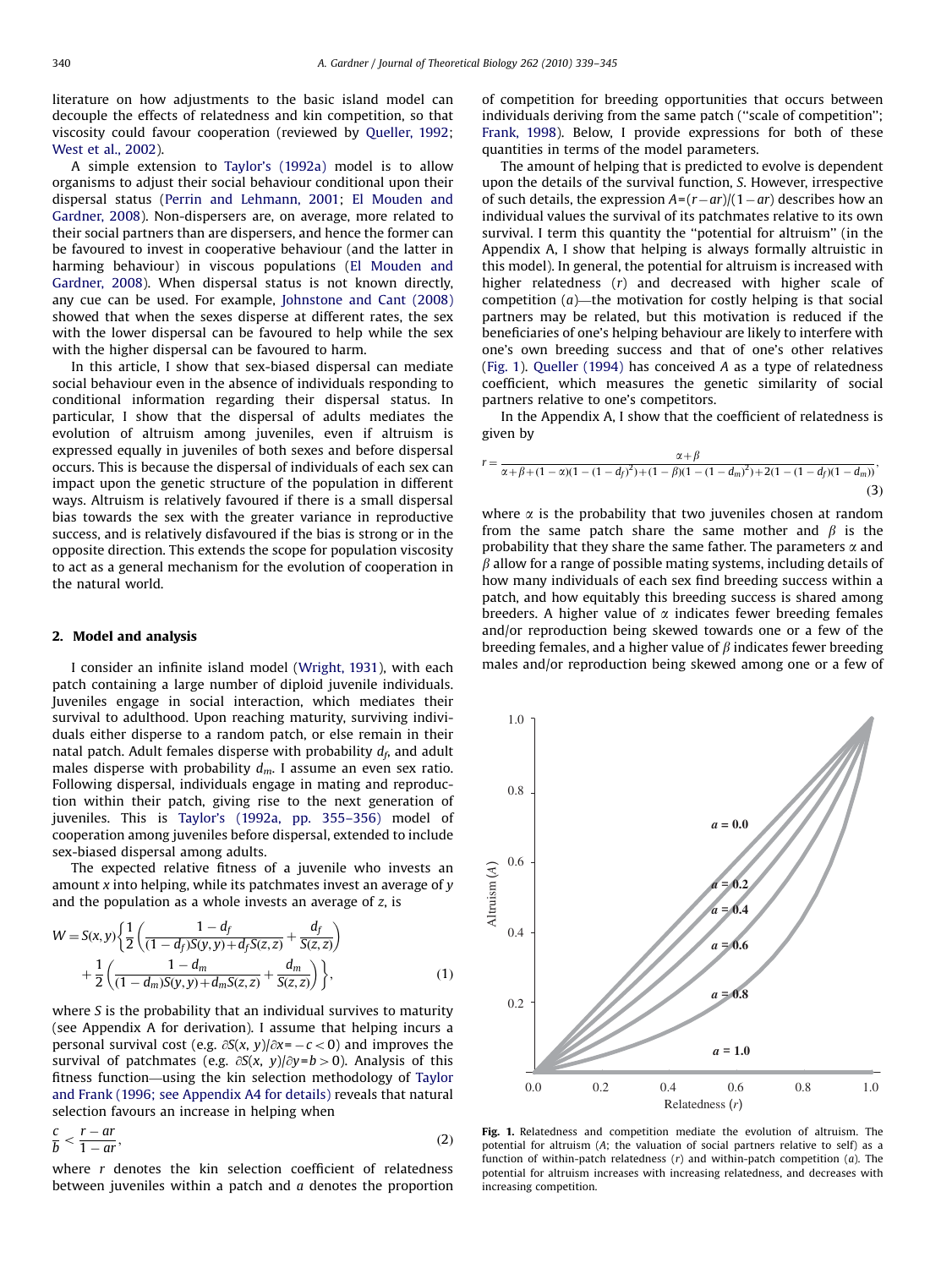literature on how adjustments to the basic island model can decouple the effects of relatedness and kin competition, so that viscosity could favour cooperation (reviewed by Queller, 1992; West et al., 2002).

A simple extension to Taylor's (1992a) model is to allow organisms to adjust their social behaviour conditional upon their dispersal status (Perrin and Lehmann, 2001; El Mouden and Gardner, 2008). Non-dispersers are, on average, more related to their social partners than are dispersers, and hence the former can be favoured to invest in cooperative behaviour (and the latter in harming behaviour) in viscous populations (El Mouden and Gardner, 2008). When dispersal status is not known directly, any cue can be used. For example, Johnstone and Cant (2008) showed that when the sexes disperse at different rates, the sex with the lower dispersal can be favoured to help while the sex with the higher dispersal can be favoured to harm.

In this article, I show that sex-biased dispersal can mediate social behaviour even in the absence of individuals responding to conditional information regarding their dispersal status. In particular, I show that the dispersal of adults mediates the evolution of altruism among juveniles, even if altruism is expressed equally in juveniles of both sexes and before dispersal occurs. This is because the dispersal of individuals of each sex can impact upon the genetic structure of the population in different ways. Altruism is relatively favoured if there is a small dispersal bias towards the sex with the greater variance in reproductive success, and is relatively disfavoured if the bias is strong or in the opposite direction. This extends the scope for population viscosity to act as a general mechanism for the evolution of cooperation in the natural world.

## 2. Model and analysis

I consider an infinite island model (Wright, 1931), with each patch containing a large number of diploid juvenile individuals. Juveniles engage in social interaction, which mediates their survival to adulthood. Upon reaching maturity, surviving individuals either disperse to a random patch, or else remain in their natal patch. Adult females disperse with probability $d_f$, and adult males disperse with probability $d_m$. I assume an even sex ratio. Following dispersal, individuals engage in mating and reproduction within their patch, giving rise to the next generation of juveniles. This is Taylor's (1992a, pp. 355–356) model of cooperation among juveniles before dispersal, extended to include sex-biased dispersal among adults.

The expected relative fitness of a juvenile who invests an amount $x$ into helping, while its patchmates invest an average of $y$ and the population as a whole invests an average of $z$, is

$$W = S(x,y)\left\{\frac{1}{2}\left(\frac{1-d_f}{(1-d_f)S(y,y)+d_fS(z,z)}+\frac{d_f}{S(z,z)}\right)+\frac{1}{2}\left(\frac{1-d_m}{(1-d_m)S(y,y)+d_mS(z,z)}+\frac{d_m}{S(z,z)}\right)\right\}, \tag{1}$$

where $S$ is the probability that an individual survives to maturity (see Appendix A for derivation). I assume that helping incurs a personal survival cost (e.g. $\partial S(x, y)/\partial x = -c < 0$) and improves the survival of patchmates (e.g. $\partial S(x, y)/\partial y = b > 0$). Analysis of this fitness function—using the kin selection methodology of Taylor and Frank (1996; see Appendix A4 for details) reveals that natural selection favours an increase in helping when

$$\frac{c}{b} < \frac{r-ar}{1-ar}, \tag{2}$$

where $r$ denotes the kin selection coefficient of relatedness between juveniles within a patch and $a$ denotes the proportion of competition for breeding opportunities that occurs between individuals deriving from the same patch ("scale of competition"; Frank, 1998). Below, I provide expressions for both of these quantities in terms of the model parameters.

The amount of helping that is predicted to evolve is dependent upon the details of the survival function, $S$. However, irrespective of such details, the expression $A=(r-ar)/(1-ar)$ describes how an individual values the survival of its patchmates relative to its own survival. I term this quantity the "potential for altruism" (in the Appendix A, I show that helping is always formally altruistic in this model). In general, the potential for altruism is increased with higher relatedness ($r$) and decreased with higher scale of competition ($a$)—the motivation for costly helping is that social partners may be related, but this motivation is reduced if the beneficiaries of one's helping behaviour are likely to interfere with one's own breeding success and that of one's other relatives (Fig. 1). Queller (1994) has conceived $A$ as a type of relatedness coefficient, which measures the genetic similarity of social partners relative to one's competitors.

In the Appendix A, I show that the coefficient of relatedness is given by

$$r = \frac{\alpha+\beta}{\alpha+\beta+(1-\alpha)(1-(1-d_f)^2)+(1-\beta)(1-(1-d_m)^2)+2(1-(1-d_f)(1-d_m))}, \tag{3}$$

where $\alpha$ is the probability that two juveniles chosen at random from the same patch share the same mother and $\beta$ is the probability that they share the same father. The parameters $\alpha$ and $\beta$ allow for a range of possible mating systems, including details of how many individuals of each sex find breeding success within a patch, and how equitably this breeding success is shared among breeders. A higher value of $\alpha$ indicates fewer breeding females and/or reproduction being skewed towards one or a few of the breeding females, and a higher value of $\beta$ indicates fewer breeding males and/or reproduction being skewed among one or a few of

**Fig. 1.** Relatedness and competition mediate the evolution of altruism. The potential for altruism ($A$; the valuation of social partners relative to self) as a function of within-patch relatedness ($r$) and within-patch competition ($a$). The potential for altruism increases with increasing relatedness, and decreases with increasing competition.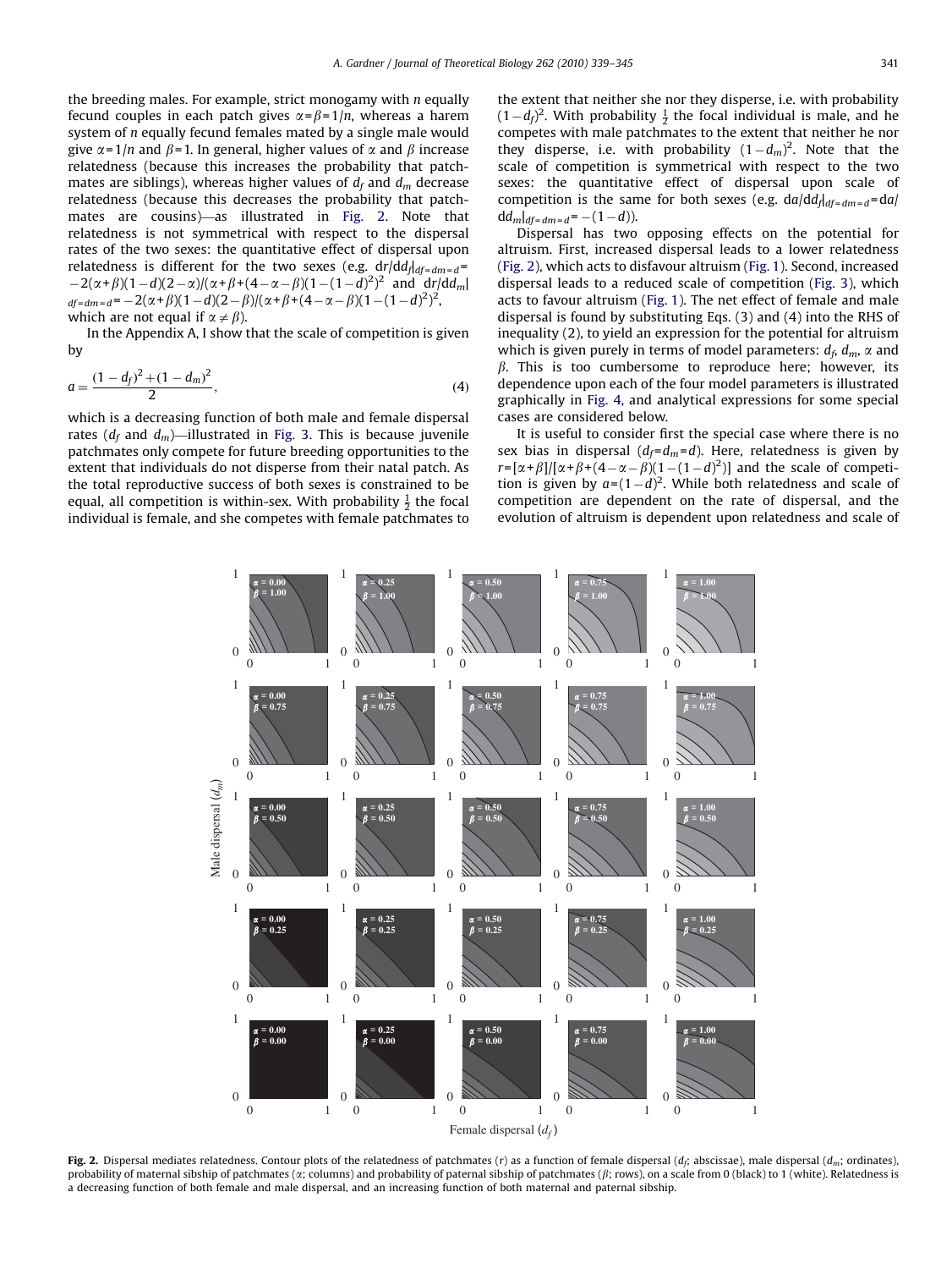the breeding males. For example, strict monogamy with $n$ equally fecund couples in each patch gives $\alpha=\beta=1/n$, whereas a harem system of $n$ equally fecund females mated by a single male would give $\alpha=1/n$ and $\beta=1$. In general, higher values of $\alpha$ and $\beta$ increase relatedness (because this increases the probability that patchmates are siblings), whereas higher values of $d_f$ and $d_m$ decrease relatedness (because this decreases the probability that patchmates are cousins)—as illustrated in Fig. 2. Note that relatedness is not symmetrical with respect to the dispersal rates of the two sexes: the quantitative effect of dispersal upon relatedness is different for the two sexes (e.g. $dr/dd_f|_{df=dm=d}= -2(\alpha+\beta)(1-d)(2-\alpha)/(\alpha+\beta+(4-\alpha-\beta)(1-(1-d)^2)^2$ and $dr/dd_m|_{df=dm=d}=-2(\alpha+\beta)(1-d)(2-\beta)/(\alpha+\beta+(4-\alpha-\beta)(1-(1-d)^2)^2$, which are not equal if $\alpha \neq \beta$).

In the Appendix A, I show that the scale of competition is given by

$$a=\frac{(1-d_f)^2+(1-d_m)^2}{2}, \tag{4}$$

which is a decreasing function of both male and female dispersal rates ($d_f$ and $d_m$)—illustrated in Fig. 3. This is because juvenile patchmates only compete for future breeding opportunities to the extent that individuals do not disperse from their natal patch. As the total reproductive success of both sexes is constrained to be equal, all competition is within-sex. With probability $\frac{1}{2}$ the focal individual is female, and she competes with female patchmates to the extent that neither she nor they disperse, i.e. with probability $(1-d_f)^2$. With probability $\frac{1}{2}$ the focal individual is male, and he competes with male patchmates to the extent that neither he nor they disperse, i.e. with probability $(1-d_m)^2$. Note that the scale of competition is symmetrical with respect to the two sexes: the quantitative effect of dispersal upon scale of competition is the same for both sexes (e.g. $da/dd_f|_{df=dm=d}=da/dd_m|_{df=dm=d}=-(1-d)$).

Dispersal has two opposing effects on the potential for altruism. First, increased dispersal leads to a lower relatedness (Fig. 2), which acts to disfavour altruism (Fig. 1). Second, increased dispersal leads to a reduced scale of competition (Fig. 3), which acts to favour altruism (Fig. 1). The net effect of female and male dispersal is found by substituting Eqs. (3) and (4) into the RHS of inequality (2), to yield an expression for the potential for altruism which is given purely in terms of model parameters: $d_f$, $d_m$, $\alpha$ and $\beta$. This is too cumbersome to reproduce here; however, its dependence upon each of the four model parameters is illustrated graphically in Fig. 4, and analytical expressions for some special cases are considered below.

It is useful to consider first the special case where there is no sex bias in dispersal ($d_f=d_m=d$). Here, relatedness is given by $r=[\alpha+\beta]/[\alpha+\beta+(4-\alpha-\beta)(1-(1-d)^2)]$ and the scale of competition is given by $a=(1-d)^2$. While both relatedness and scale of competition are dependent on the rate of dispersal, and the evolution of altruism is dependent upon relatedness and scale of

**Fig. 2.** Dispersal mediates relatedness. Contour plots of the relatedness of patchmates ($r$) as a function of female dispersal ($d_f$; abscissae), male dispersal ($d_m$; ordinates), probability of maternal sibship of patchmates ($\alpha$; columns) and probability of paternal sibship of patchmates ($\beta$; rows), on a scale from 0 (black) to 1 (white). Relatedness is a decreasing function of both female and male dispersal, and an increasing function of both maternal and paternal sibship.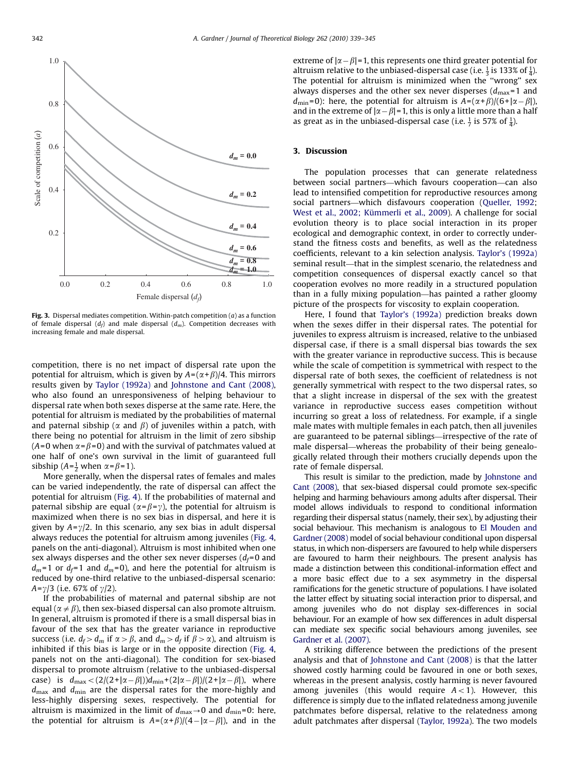**Fig. 3.** Dispersal mediates competition. Within-patch competition ($a$) as a function of female dispersal ($d_f$) and male dispersal ($d_m$). Competition decreases with increasing female and male dispersal.

competition, there is no net impact of dispersal rate upon the potential for altruism, which is given by $A=(\alpha+\beta)/4$. This mirrors results given by Taylor (1992a) and Johnstone and Cant (2008), who also found an unresponsiveness of helping behaviour to dispersal rate when both sexes disperse at the same rate. Here, the potential for altruism is mediated by the probabilities of maternal and paternal sibship ($\alpha$ and $\beta$) of juveniles within a patch, with there being no potential for altruism in the limit of zero sibship ($A=0$ when $\alpha=\beta=0$) and with the survival of patchmates valued at one half of one's own survival in the limit of guaranteed full sibship ($A=\frac{1}{2}$ when $\alpha=\beta=1$).

More generally, when the dispersal rates of females and males can be varied independently, the rate of dispersal can affect the potential for altruism (Fig. 4). If the probabilities of maternal and paternal sibship are equal ($\alpha=\beta=\gamma$), the potential for altruism is maximized when there is no sex bias in dispersal, and here it is given by $A=\gamma/2$. In this scenario, any sex bias in adult dispersal always reduces the potential for altruism among juveniles (Fig. 4, panels on the anti-diagonal). Altruism is most inhibited when one sex always disperses and the other sex never disperses ($d_f=0$ and $d_m=1$ or $d_f=1$ and $d_m=0$), and here the potential for altruism is reduced by one-third relative to the unbiased-dispersal scenario: $A=\gamma/3$ (i.e. 67% of $\gamma/2$).

If the probabilities of maternal and paternal sibship are not equal ($\alpha\neq\beta$), then sex-biased dispersal can also promote altruism. In general, altruism is promoted if there is a small dispersal bias in favour of the sex that has the greater variance in reproductive success (i.e. $d_f>d_m$ if $\alpha>\beta$, and $d_m>d_f$ if $\beta>\alpha$), and altruism is inhibited if this bias is large or in the opposite direction (Fig. 4, panels not on the anti-diagonal). The condition for sex-biased dispersal to promote altruism (relative to the unbiased-dispersal case) is $d_{\max}<(2/(2+|\alpha-\beta|))d_{\min}+(2|\alpha-\beta|)/(2+|\alpha-\beta|)$, where $d_{\max}$ and $d_{\min}$ are the dispersal rates for the more-highly and less-highly dispersing sexes, respectively. The potential for altruism is maximized in the limit of $d_{\max}\to 0$ and $d_{\min}=0$: here, the potential for altruism is $A=(\alpha+\beta)/(4-|\alpha-\beta|)$, and in the extreme of $|\alpha-\beta|=1$, this represents one third greater potential for altruism relative to the unbiased-dispersal case (i.e. $\frac{1}{3}$ is 133% of $\frac{1}{4}$). The potential for altruism is minimized when the "wrong" sex always disperses and the other sex never disperses ($d_{\max}=1$ and $d_{\min}=0$): here, the potential for altruism is $A=(\alpha+\beta)/(6+|\alpha-\beta|)$, and in the extreme of $|\alpha-\beta|=1$, this is only a little more than a half as great as in the unbiased-dispersal case (i.e. $\frac{1}{7}$ is 57% of $\frac{1}{4}$).

## 3. Discussion

The population processes that can generate relatedness between social partners—which favours cooperation—can also lead to intensified competition for reproductive resources among social partners—which disfavours cooperation (Queller, 1992; West et al., 2002; Kümmerli et al., 2009). A challenge for social evolution theory is to place social interaction in its proper ecological and demographic context, in order to correctly understand the fitness costs and benefits, as well as the relatedness coefficients, relevant to a kin selection analysis. Taylor's (1992a) seminal result—that in the simplest scenario, the relatedness and competition consequences of dispersal exactly cancel so that cooperation evolves no more readily in a structured population than in a fully mixing population—has painted a rather gloomy picture of the prospects for viscosity to explain cooperation.

Here, I found that Taylor's (1992a) prediction breaks down when the sexes differ in their dispersal rates. The potential for juveniles to express altruism is increased, relative to the unbiased dispersal case, if there is a small dispersal bias towards the sex with the greater variance in reproductive success. This is because while the scale of competition is symmetrical with respect to the dispersal rate of both sexes, the coefficient of relatedness is not generally symmetrical with respect to the two dispersal rates, so that a slight increase in dispersal of the sex with the greatest variance in reproductive success eases competition without incurring so great a loss of relatedness. For example, if a single male mates with multiple females in each patch, then all juveniles are guaranteed to be paternal siblings—irrespective of the rate of male dispersal—whereas the probability of their being genealogically related through their mothers crucially depends upon the rate of female dispersal.

This result is similar to the prediction, made by Johnstone and Cant (2008), that sex-biased dispersal could promote sex-specific helping and harming behaviours among adults after dispersal. Their model allows individuals to respond to conditional information regarding their dispersal status (namely, their sex), by adjusting their social behaviour. This mechanism is analogous to El Mouden and Gardner (2008) model of social behaviour conditional upon dispersal status, in which non-dispersers are favoured to help while dispersers are favoured to harm their neighbours. The present analysis has made a distinction between this conditional-information effect and a more basic effect due to a sex asymmetry in the dispersal ramifications for the genetic structure of populations. I have isolated the latter effect by situating social interaction prior to dispersal, and among juveniles who do not display sex-differences in social behaviour. For an example of how sex differences in adult dispersal can mediate sex specific social behaviours among juveniles, see Gardner et al. (2007).

A striking difference between the predictions of the present analysis and that of Johnstone and Cant (2008) is that the latter showed costly harming could be favoured in one or both sexes, whereas in the present analysis, costly harming is never favoured among juveniles (this would require $A<1$). However, this difference is simply due to the inflated relatedness among juvenile patchmates before dispersal, relative to the relatedness among adult patchmates after dispersal (Taylor, 1992a). The two models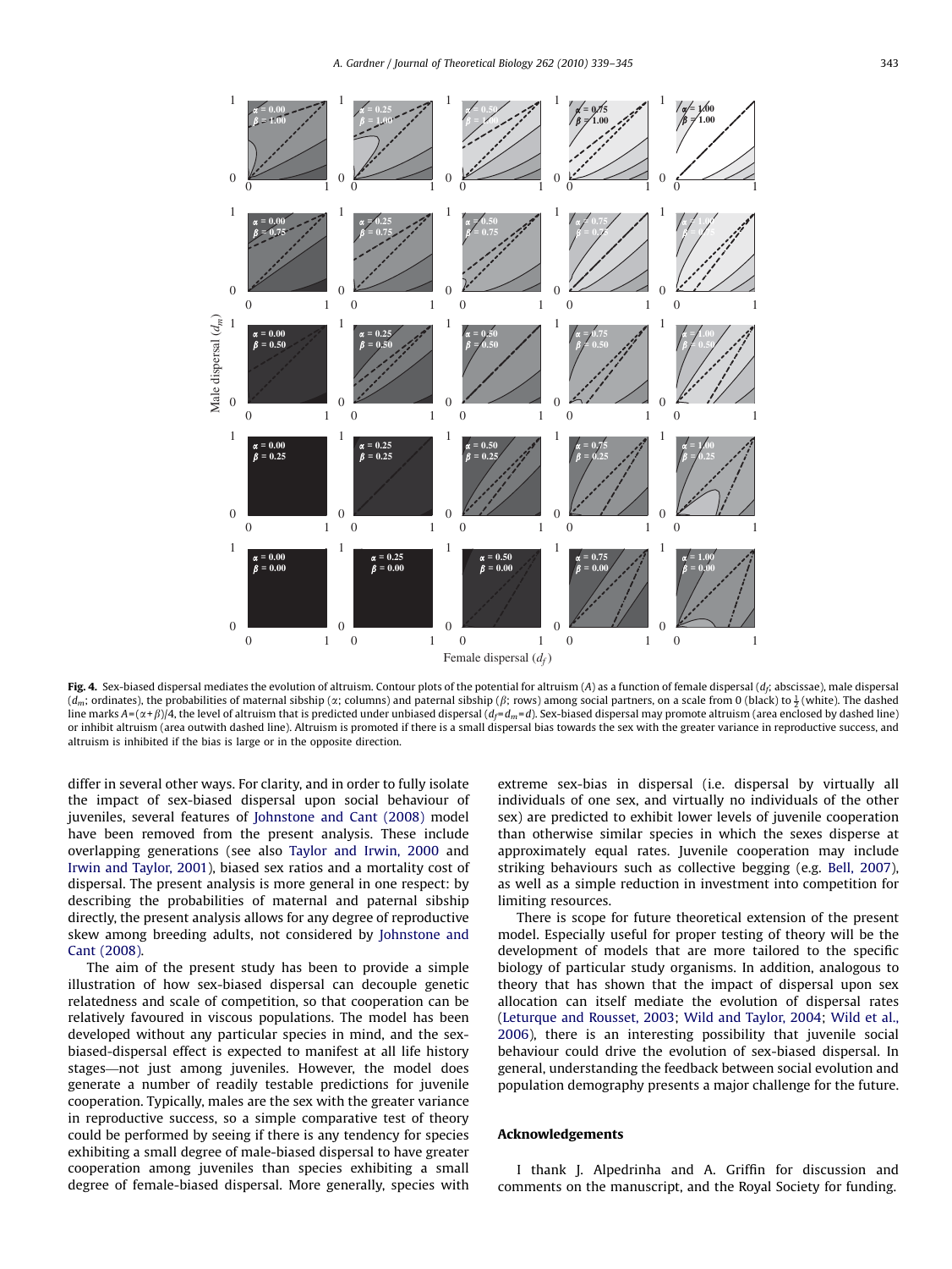**Fig. 4.** Sex-biased dispersal mediates the evolution of altruism. Contour plots of the potential for altruism ($A$) as a function of female dispersal ($d_f$; abscissae), male dispersal ($d_m$; ordinates), the probabilities of maternal sibship ($\alpha$; columns) and paternal sibship ($\beta$; rows) among social partners, on a scale from 0 (black) to $\frac{1}{2}$ (white). The dashed line marks $A=(\alpha+\beta)/4$, the level of altruism that is predicted under unbiased dispersal ($d_f=d_m=d$). Sex-biased dispersal may promote altruism (area enclosed by dashed line) or inhibit altruism (area outwith dashed line). Altruism is promoted if there is a small dispersal bias towards the sex with the greater variance in reproductive success, and altruism is inhibited if the bias is large or in the opposite direction.

differ in several other ways. For clarity, and in order to fully isolate the impact of sex-biased dispersal upon social behaviour of juveniles, several features of Johnstone and Cant (2008) model have been removed from the present analysis. These include overlapping generations (see also Taylor and Irwin, 2000 and Irwin and Taylor, 2001), biased sex ratios and a mortality cost of dispersal. The present analysis is more general in one respect: by describing the probabilities of maternal and paternal sibship directly, the present analysis allows for any degree of reproductive skew among breeding adults, not considered by Johnstone and Cant (2008).

The aim of the present study has been to provide a simple illustration of how sex-biased dispersal can decouple genetic relatedness and scale of competition, so that cooperation can be relatively favoured in viscous populations. The model has been developed without any particular species in mind, and the sex-biased-dispersal effect is expected to manifest at all life history stages—not just among juveniles. However, the model does generate a number of readily testable predictions for juvenile cooperation. Typically, males are the sex with the greater variance in reproductive success, so a simple comparative test of theory could be performed by seeing if there is any tendency for species exhibiting a small degree of male-biased dispersal to have greater cooperation among juveniles than species exhibiting a small degree of female-biased dispersal. More generally, species with extreme sex-bias in dispersal (i.e. dispersal by virtually all individuals of one sex, and virtually no individuals of the other sex) are predicted to exhibit lower levels of juvenile cooperation than otherwise similar species in which the sexes disperse at approximately equal rates. Juvenile cooperation may include striking behaviours such as collective begging (e.g. Bell, 2007), as well as a simple reduction in investment into competition for limiting resources.

There is scope for future theoretical extension of the present model. Especially useful for proper testing of theory will be the development of models that are more tailored to the specific biology of particular study organisms. In addition, analogous to theory that has shown that the impact of dispersal upon sex allocation can itself mediate the evolution of dispersal rates (Leturque and Rousset, 2003; Wild and Taylor, 2004; Wild et al., 2006), there is an interesting possibility that juvenile social behaviour could drive the evolution of sex-biased dispersal. In general, understanding the feedback between social evolution and population demography presents a major challenge for the future.

## Acknowledgements

I thank J. Alpedrinha and A. Griffin for discussion and comments on the manuscript, and the Royal Society for funding.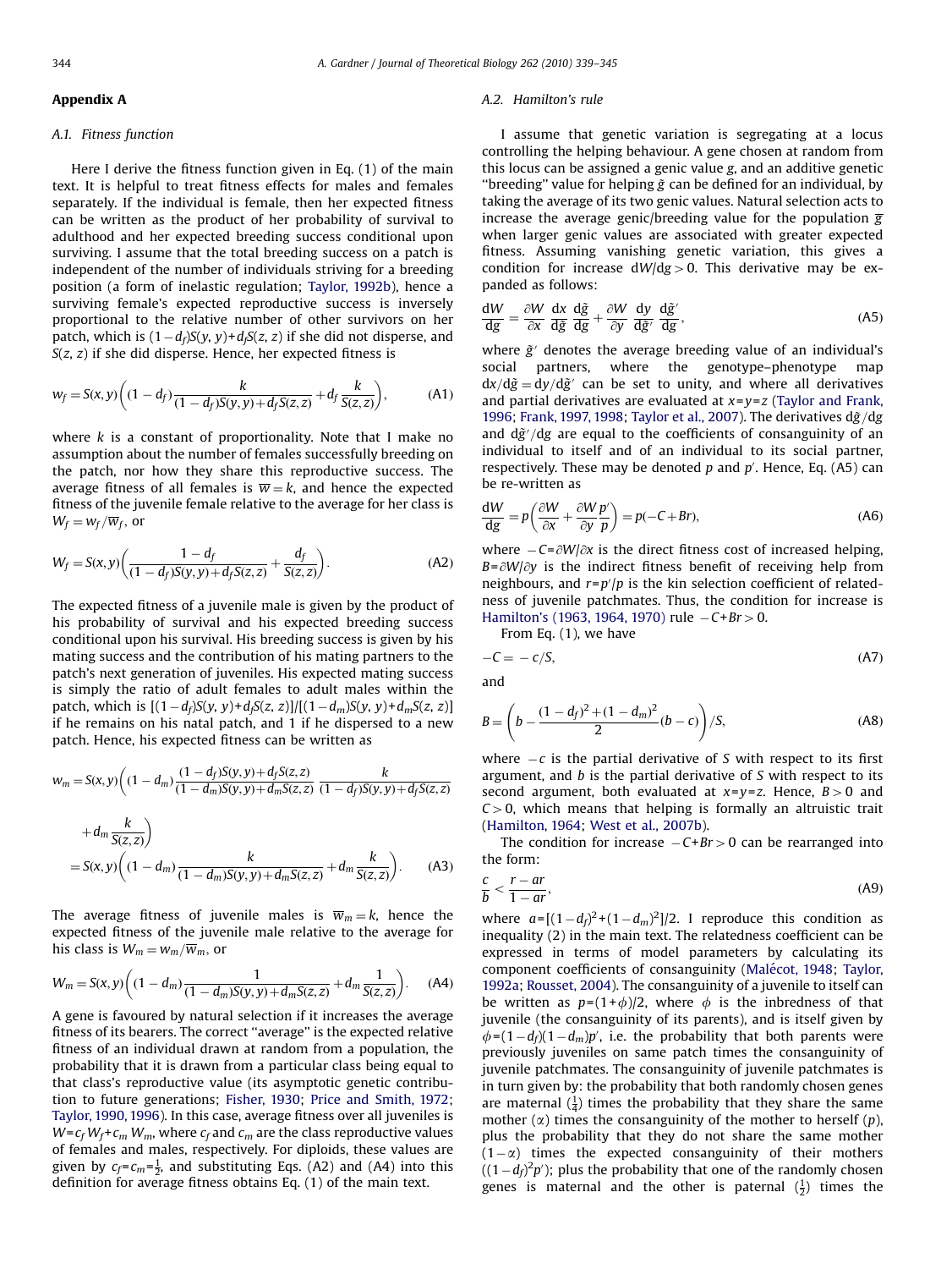## Appendix A

### A.1. Fitness function

Here I derive the fitness function given in Eq. (1) of the main text. It is helpful to treat fitness effects for males and females separately. If the individual is female, then her expected fitness can be written as the product of her probability of survival to adulthood and her expected breeding success conditional upon surviving. I assume that the total breeding success on a patch is independent of the number of individuals striving for a breeding position (a form of inelastic regulation; Taylor, 1992b), hence a surviving female's expected reproductive success is inversely proportional to the relative number of other survivors on her patch, which is $(1-d_f)S(y,y)+d_fS(z,z)$ if she did not disperse, and $S(z,z)$ if she did disperse. Hence, her expected fitness is

$$w_f = S(x,y)\left((1-d_f)\frac{k}{(1-d_f)S(y,y)+d_fS(z,z)} + d_f\frac{k}{S(z,z)}\right), \tag{A1}$$

where $k$ is a constant of proportionality. Note that I make no assumption about the number of females successfully breeding on the patch, nor how they share this reproductive success. The average fitness of all females is $\overline{w}=k$, and hence the expected fitness of the juvenile female relative to the average for her class is $W_f = w_f/\overline{w}_f$, or

$$W_f = S(x,y)\left(\frac{1-d_f}{(1-d_f)S(y,y)+d_fS(z,z)} + \frac{d_f}{S(z,z)}\right). \tag{A2}$$

The expected fitness of a juvenile male is given by the product of his probability of survival and his expected breeding success conditional upon his survival. His breeding success is given by his mating success and the contribution of his mating partners to the patch's next generation of juveniles. His expected mating success is simply the ratio of adult females to adult males within the patch, which is $[(1-d_f)S(y,y)+d_fS(z,z)]/[(1-d_m)S(y,y)+d_mS(z,z)]$ if he remains on his natal patch, and 1 if he dispersed to a new patch. Hence, his expected fitness can be written as

$$\begin{aligned} w_m &= S(x,y)\left((1-d_m)\frac{(1-d_f)S(y,y)+d_fS(z,z)}{(1-d_m)S(y,y)+d_mS(z,z)}\,\frac{k}{(1-d_f)S(y,y)+d_fS(z,z)} + d_m\frac{k}{S(z,z)}\right) \\ &= S(x,y)\left((1-d_m)\frac{k}{(1-d_m)S(y,y)+d_mS(z,z)} + d_m\frac{k}{S(z,z)}\right). \end{aligned} \tag{A3}$$

The average fitness of juvenile males is $\overline{w}_m = k$, hence the expected fitness of the juvenile male relative to the average for his class is $W_m = w_m/\overline{w}_m$, or

$$W_m = S(x,y)\left((1-d_m)\frac{1}{(1-d_m)S(y,y)+d_mS(z,z)} + d_m\frac{1}{S(z,z)}\right). \tag{A4}$$

A gene is favoured by natural selection if it increases the average fitness of its bearers. The correct "average" is the expected relative fitness of an individual drawn at random from a population, the probability that it is drawn from a particular class being equal to that class's reproductive value (its asymptotic genetic contribution to future generations; Fisher, 1930; Price and Smith, 1972; Taylor, 1990, 1996). In this case, average fitness over all juveniles is $W=c_fW_f+c_mW_m$, where $c_f$ and $c_m$ are the class reproductive values of females and males, respectively. For diploids, these values are given by $c_f=c_m=\frac{1}{2}$, and substituting Eqs. (A2) and (A4) into this definition for average fitness obtains Eq. (1) of the main text.

### A.2. Hamilton's rule

I assume that genetic variation is segregating at a locus controlling the helping behaviour. A gene chosen at random from this locus can be assigned a genic value $g$, and an additive genetic "breeding" value for helping $\tilde{g}$ can be defined for an individual, by taking the average of its two genic values. Natural selection acts to increase the average genic/breeding value for the population $\overline{g}$ when larger genic values are associated with greater expected fitness. Assuming vanishing genetic variation, this gives a condition for increase $\mathrm{d}W/\mathrm{d}g>0$. This derivative may be expanded as follows:

$$\frac{\mathrm{d}W}{\mathrm{d}g} = \frac{\partial W}{\partial x}\frac{\mathrm{d}x}{\mathrm{d}\tilde{g}}\frac{\mathrm{d}\tilde{g}}{\mathrm{d}g} + \frac{\partial W}{\partial y}\frac{\mathrm{d}y}{\mathrm{d}\tilde{g}'}\frac{\mathrm{d}\tilde{g}'}{\mathrm{d}g}, \tag{A5}$$

where $\tilde{g}'$ denotes the average breeding value of an individual's social partners, where the genotype–phenotype map $\mathrm{d}x/\mathrm{d}\tilde{g} = \mathrm{d}y/\mathrm{d}\tilde{g}'$ can be set to unity, and where all derivatives and partial derivatives are evaluated at $x=y=z$ (Taylor and Frank, 1996; Frank, 1997, 1998; Taylor et al., 2007). The derivatives $\mathrm{d}\tilde{g}/\mathrm{d}g$ and $\mathrm{d}\tilde{g}'/\mathrm{d}g$ are equal to the coefficients of consanguinity of an individual to itself and of an individual to its social partner, respectively. These may be denoted $p$ and $p'$. Hence, Eq. (A5) can be re-written as

$$\frac{\mathrm{d}W}{\mathrm{d}g} = p\left(\frac{\partial W}{\partial x} + \frac{\partial W}{\partial y}\frac{p'}{p}\right) = p(-C+Br), \tag{A6}$$

where $-C=\partial W/\partial x$ is the direct fitness cost of increased helping, $B=\partial W/\partial y$ is the indirect fitness benefit of receiving help from neighbours, and $r=p'/p$ is the kin selection coefficient of relatedness of juvenile patchmates. Thus, the condition for increase is Hamilton's (1963, 1964, 1970) rule $-C+Br>0$.

From Eq. (1), we have

$$-C = -c/S, \tag{A7}$$

and

$$B = \left(b - \frac{(1-d_f)^2+(1-d_m)^2}{2}(b-c)\right)/S, \tag{A8}$$

where $-c$ is the partial derivative of $S$ with respect to its first argument, and $b$ is the partial derivative of $S$ with respect to its second argument, both evaluated at $x=y=z$. Hence, $B>0$ and $C>0$, which means that helping is formally an altruistic trait (Hamilton, 1964; West et al., 2007b).

The condition for increase $-C+Br>0$ can be rearranged into the form:

$$\frac{c}{b} < \frac{r-ar}{1-ar}, \tag{A9}$$

where $a=[(1-d_f)^2+(1-d_m)^2]/2$. I reproduce this condition as inequality (2) in the main text. The relatedness coefficient can be expressed in terms of model parameters by calculating its component coefficients of consanguinity (Malécot, 1948; Taylor, 1992a; Rousset, 2004). The consanguinity of a juvenile to itself can be written as $p=(1+\phi)/2$, where $\phi$ is the inbredness of that juvenile (the consanguinity of its parents), and is itself given by $\phi=(1-d_f)(1-d_m)p'$, i.e. the probability that both parents were previously juveniles on same patch times the consanguinity of juvenile patchmates. The consanguinity of juvenile patchmates is in turn given by: the probability that both randomly chosen genes are maternal ($\frac{1}{4}$) times the probability that they share the same mother ($\alpha$) times the consanguinity of the mother to herself ($p$), plus the probability that they do not share the same mother ($1-\alpha$) times the expected consanguinity of their mothers ($(1-d_f)^2p'$); plus the probability that one of the randomly chosen genes is maternal and the other is paternal ($\frac{1}{2}$) times the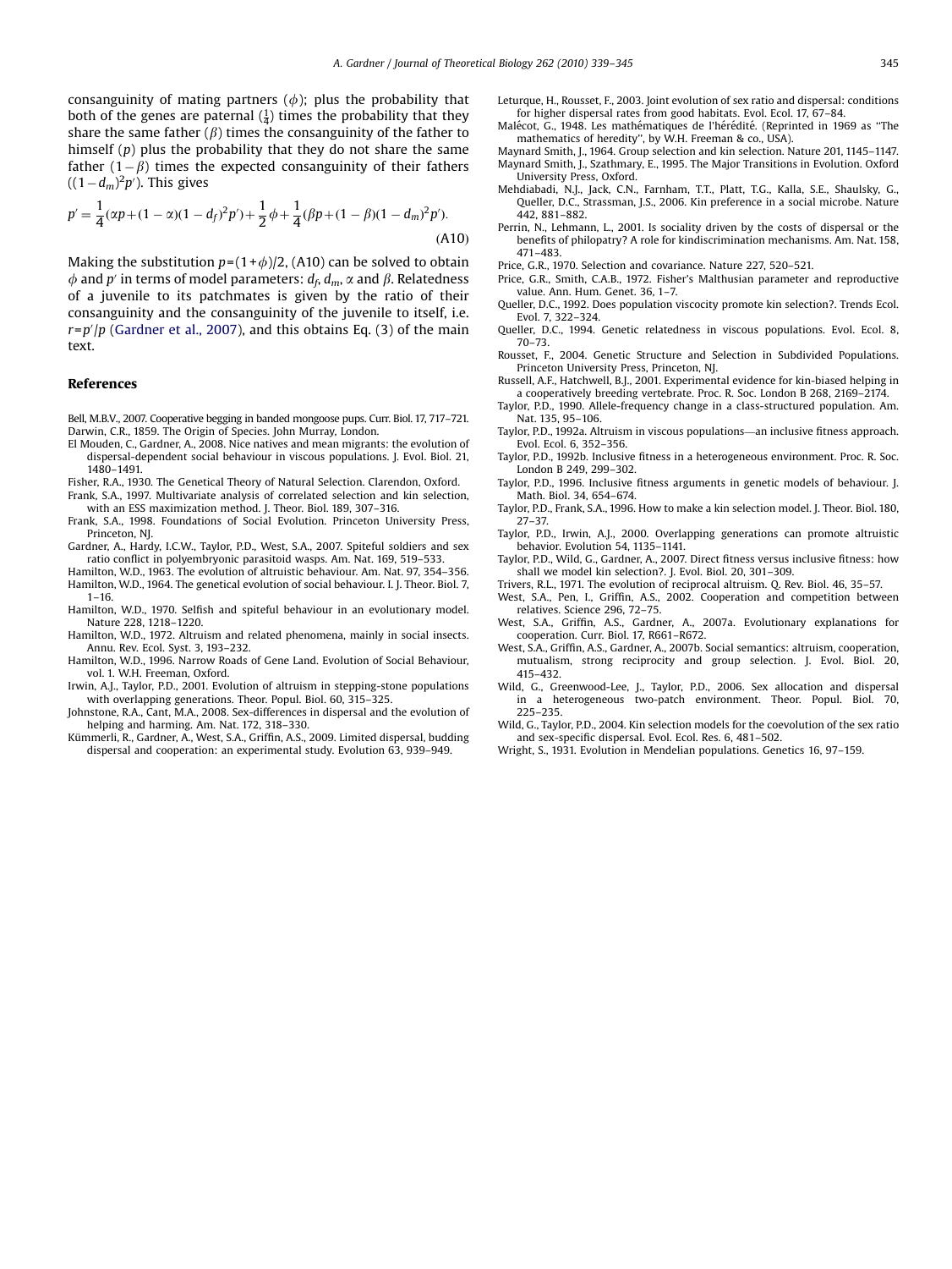consanguinity of mating partners ($\phi$); plus the probability that both of the genes are paternal ($\frac{1}{4}$) times the probability that they share the same father ($\beta$) times the consanguinity of the father to himself ($p$) plus the probability that they do not share the same father ($1-\beta$) times the expected consanguinity of their fathers ($(1-d_m)^2 p'$). This gives

$$p' = \frac{1}{4}(\alpha p + (1-\alpha)(1-d_f)^2 p') + \frac{1}{2}\phi + \frac{1}{4}(\beta p + (1-\beta)(1-d_m)^2 p'). \tag{A10}$$

Making the substitution $p=(1+\phi)/2$, (A10) can be solved to obtain $\phi$ and $p'$ in terms of model parameters: $d_f$, $d_m$, $\alpha$ and $\beta$. Relatedness of a juvenile to its patchmates is given by the ratio of their consanguinity and the consanguinity of the juvenile to itself, i.e. $r=p'/p$ (Gardner et al., 2007), and this obtains Eq. (3) of the main text.

## References

Bell, M.B.V., 2007. Cooperative begging in banded mongoose pups. Curr. Biol. 17, 717–721.

Darwin, C.R., 1859. The Origin of Species. John Murray, London.

El Mouden, C., Gardner, A., 2008. Nice natives and mean migrants: the evolution of dispersal-dependent social behaviour in viscous populations. J. Evol. Biol. 21, 1480–1491.

Fisher, R.A., 1930. The Genetical Theory of Natural Selection. Clarendon, Oxford.

Frank, S.A., 1997. Multivariate analysis of correlated selection and kin selection, with an ESS maximization method. J. Theor. Biol. 189, 307–316.

Frank, S.A., 1998. Foundations of Social Evolution. Princeton University Press, Princeton, NJ.

Gardner, A., Hardy, I.C.W., Taylor, P.D., West, S.A., 2007. Spiteful soldiers and sex ratio conflict in polyembryonic parasitoid wasps. Am. Nat. 169, 519–533.

Hamilton, W.D., 1963. The evolution of altruistic behaviour. Am. Nat. 97, 354–356.

Hamilton, W.D., 1964. The genetical evolution of social behaviour. I. J. Theor. Biol. 7, 1–16.

Hamilton, W.D., 1970. Selfish and spiteful behaviour in an evolutionary model. Nature 228, 1218–1220.

Hamilton, W.D., 1972. Altruism and related phenomena, mainly in social insects. Annu. Rev. Ecol. Syst. 3, 193–232.

Hamilton, W.D., 1996. Narrow Roads of Gene Land. Evolution of Social Behaviour, vol. 1. W.H. Freeman, Oxford.

Irwin, A.J., Taylor, P.D., 2001. Evolution of altruism in stepping-stone populations with overlapping generations. Theor. Popul. Biol. 60, 315–325.

Johnstone, R.A., Cant, M.A., 2008. Sex-differences in dispersal and the evolution of helping and harming. Am. Nat. 172, 318–330.

Kümmerli, R., Gardner, A., West, S.A., Griffin, A.S., 2009. Limited dispersal, budding dispersal and cooperation: an experimental study. Evolution 63, 939–949.

Leturque, H., Rousset, F., 2003. Joint evolution of sex ratio and dispersal: conditions for higher dispersal rates from good habitats. Evol. Ecol. 17, 67–84.

Malécot, G., 1948. Les mathématiques de l'hérédité. (Reprinted in 1969 as "The mathematics of heredity", by W.H. Freeman & co., USA).

Maynard Smith, J., 1964. Group selection and kin selection. Nature 201, 1145–1147.

Maynard Smith, J., Szathmary, E., 1995. The Major Transitions in Evolution. Oxford University Press, Oxford.

Mehdiabadi, N.J., Jack, C.N., Farnham, T.T., Platt, T.G., Kalla, S.E., Shaulsky, G., Queller, D.C., Strassman, J.S., 2006. Kin preference in a social microbe. Nature 442, 881–882.

Perrin, N., Lehmann, L., 2001. Is sociality driven by the costs of dispersal or the benefits of philopatry? A role for kindiscrimination mechanisms. Am. Nat. 158, 471–483.

Price, G.R., 1970. Selection and covariance. Nature 227, 520–521.

Price, G.R., Smith, C.A.B., 1972. Fisher's Malthusian parameter and reproductive value. Ann. Hum. Genet. 36, 1–7.

Queller, D.C., 1992. Does population viscocity promote kin selection?. Trends Ecol. Evol. 7, 322–324.

Queller, D.C., 1994. Genetic relatedness in viscous populations. Evol. Ecol. 8, 70–73.

Rousset, F., 2004. Genetic Structure and Selection in Subdivided Populations. Princeton University Press, Princeton, NJ.

Russell, A.F., Hatchwell, B.J., 2001. Experimental evidence for kin-biased helping in a cooperatively breeding vertebrate. Proc. R. Soc. London B 268, 2169–2174.

Taylor, P.D., 1990. Allele-frequency change in a class-structured population. Am. Nat. 135, 95–106.

Taylor, P.D., 1992a. Altruism in viscous populations—an inclusive fitness approach. Evol. Ecol. 6, 352–356.

Taylor, P.D., 1992b. Inclusive fitness in a heterogeneous environment. Proc. R. Soc. London B 249, 299–302.

Taylor, P.D., 1996. Inclusive fitness arguments in genetic models of behaviour. J. Math. Biol. 34, 654–674.

Taylor, P.D., Frank, S.A., 1996. How to make a kin selection model. J. Theor. Biol. 180, 27–37.

Taylor, P.D., Irwin, A.J., 2000. Overlapping generations can promote altruistic behavior. Evolution 54, 1135–1141.

Taylor, P.D., Wild, G., Gardner, A., 2007. Direct fitness versus inclusive fitness: how shall we model kin selection?. J. Evol. Biol. 20, 301–309.

Trivers, R.L., 1971. The evolution of reciprocal altruism. Q. Rev. Biol. 46, 35–57.

West, S.A., Pen, I., Griffin, A.S., 2002. Cooperation and competition between relatives. Science 296, 72–75.

West, S.A., Griffin, A.S., Gardner, A., 2007a. Evolutionary explanations for cooperation. Curr. Biol. 17, R661–R672.

West, S.A., Griffin, A.S., Gardner, A., 2007b. Social semantics: altruism, cooperation, mutualism, strong reciprocity and group selection. J. Evol. Biol. 20, 415–432.

Wild, G., Greenwood-Lee, J., Taylor, P.D., 2006. Sex allocation and dispersal in a heterogeneous two-patch environment. Theor. Popul. Biol. 70, 225–235.

Wild, G., Taylor, P.D., 2004. Kin selection models for the coevolution of the sex ratio and sex-specific dispersal. Evol. Ecol. Res. 6, 481–502.

Wright, S., 1931. Evolution in Mendelian populations. Genetics 16, 97–159.